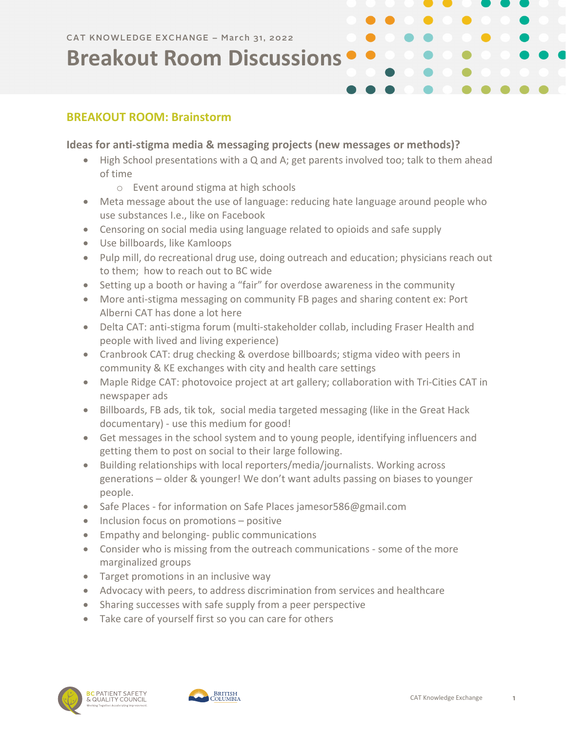CAT KNOWLEDGE EXCHANGE – March 31, 2022

# Breakout Room Discussions

## BREAKOUT ROOM: Brainstorm

### Ideas for anti-stigma media & messaging projects (new messages or methods)?

- High School presentations with a Q and A; get parents involved too; talk to them ahead of time
  - Event around stigma at high schools
- Meta message about the use of language: reducing hate language around people who use substances I.e., like on Facebook
- Censoring on social media using language related to opioids and safe supply
- Use billboards, like Kamloops
- Pulp mill, do recreational drug use, doing outreach and education; physicians reach out to them; how to reach out to BC wide
- Setting up a booth or having a "fair" for overdose awareness in the community
- More anti-stigma messaging on community FB pages and sharing content ex: Port Alberni CAT has done a lot here
- Delta CAT: anti-stigma forum (multi-stakeholder collab, including Fraser Health and people with lived and living experience)
- Cranbrook CAT: drug checking & overdose billboards; stigma video with peers in community & KE exchanges with city and health care settings
- Maple Ridge CAT: photovoice project at art gallery; collaboration with Tri-Cities CAT in newspaper ads
- Billboards, FB ads, tik tok, social media targeted messaging (like in the Great Hack documentary) - use this medium for good!
- Get messages in the school system and to young people, identifying influencers and getting them to post on social to their large following.
- Building relationships with local reporters/media/journalists. Working across generations – older & younger! We don't want adults passing on biases to younger people.
- Safe Places - for information on Safe Places jamesor586@gmail.com
- Inclusion focus on promotions – positive
- Empathy and belonging- public communications
- Consider who is missing from the outreach communications - some of the more marginalized groups
- Target promotions in an inclusive way
- Advocacy with peers, to address discrimination from services and healthcare
- Sharing successes with safe supply from a peer perspective
- Take care of yourself first so you can care for others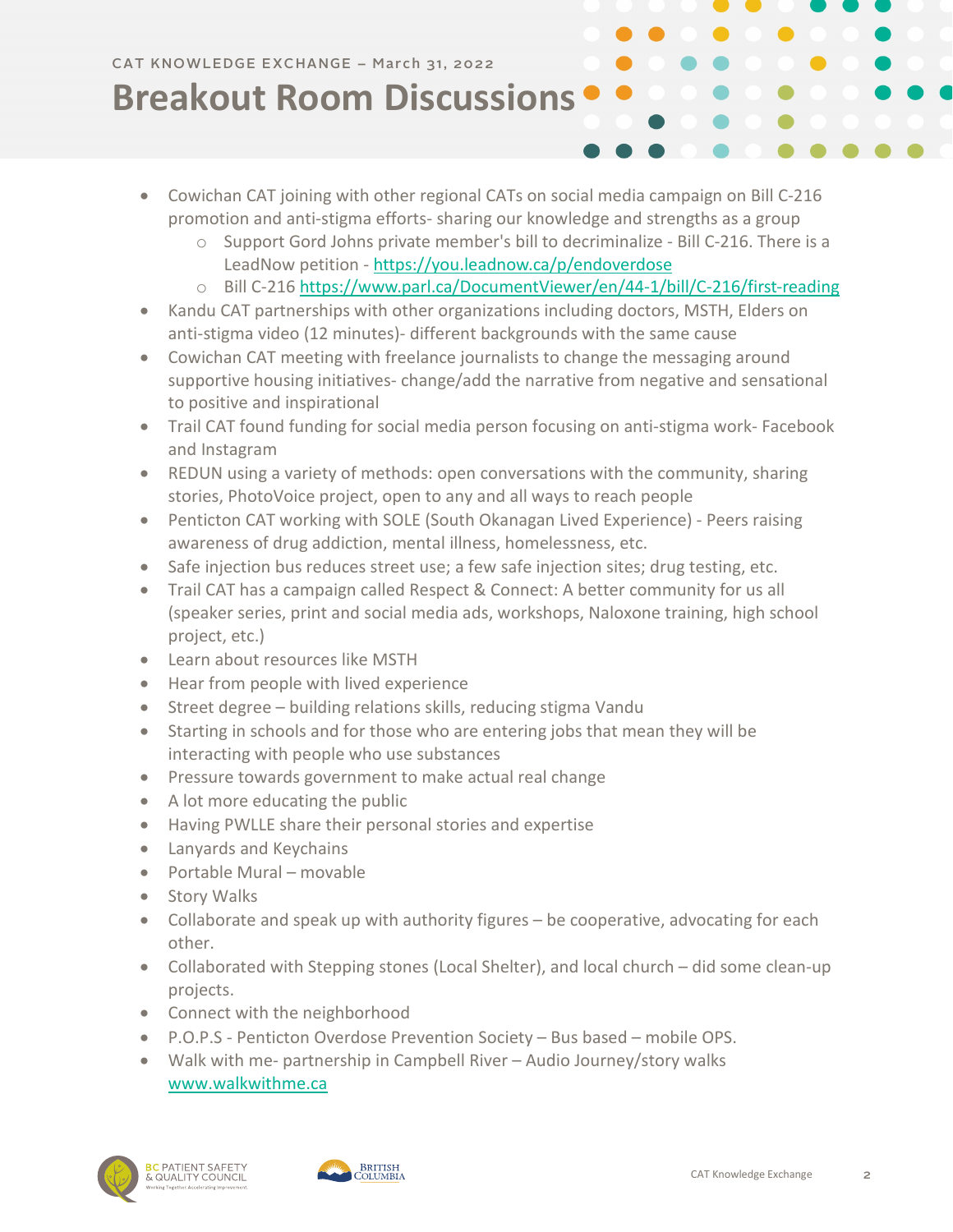CAT KNOWLEDGE EXCHANGE – March 31, 2022

# Breakout Room Discussions

- Cowichan CAT joining with other regional CATs on social media campaign on Bill C-216 promotion and anti-stigma efforts- sharing our knowledge and strengths as a group
  - Support Gord Johns private member's bill to decriminalize - Bill C-216. There is a LeadNow petition - https://you.leadnow.ca/p/endoverdose
  - Bill C-216 https://www.parl.ca/DocumentViewer/en/44-1/bill/C-216/first-reading
- Kandu CAT partnerships with other organizations including doctors, MSTH, Elders on anti-stigma video (12 minutes)- different backgrounds with the same cause
- Cowichan CAT meeting with freelance journalists to change the messaging around supportive housing initiatives- change/add the narrative from negative and sensational to positive and inspirational
- Trail CAT found funding for social media person focusing on anti-stigma work- Facebook and Instagram
- REDUN using a variety of methods: open conversations with the community, sharing stories, PhotoVoice project, open to any and all ways to reach people
- Penticton CAT working with SOLE (South Okanagan Lived Experience) - Peers raising awareness of drug addiction, mental illness, homelessness, etc.
- Safe injection bus reduces street use; a few safe injection sites; drug testing, etc.
- Trail CAT has a campaign called Respect & Connect: A better community for us all (speaker series, print and social media ads, workshops, Naloxone training, high school project, etc.)
- Learn about resources like MSTH
- Hear from people with lived experience
- Street degree – building relations skills, reducing stigma Vandu
- Starting in schools and for those who are entering jobs that mean they will be interacting with people who use substances
- Pressure towards government to make actual real change
- A lot more educating the public
- Having PWLLE share their personal stories and expertise
- Lanyards and Keychains
- Portable Mural – movable
- Story Walks
- Collaborate and speak up with authority figures – be cooperative, advocating for each other.
- Collaborated with Stepping stones (Local Shelter), and local church – did some clean-up projects.
- Connect with the neighborhood
- P.O.P.S - Penticton Overdose Prevention Society – Bus based – mobile OPS.
- Walk with me- partnership in Campbell River – Audio Journey/story walks www.walkwithme.ca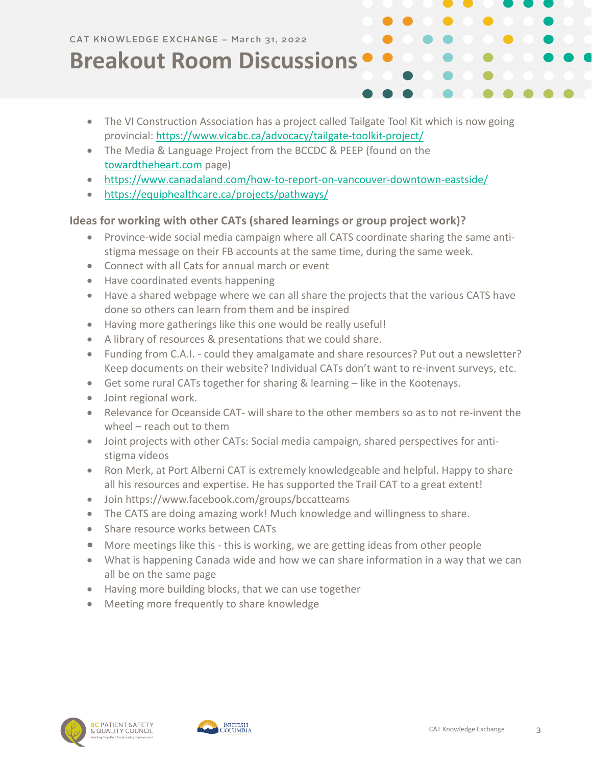- The VI Construction Association has a project called Tailgate Tool Kit which is now going provincial: https://www.vicabc.ca/advocacy/tailgate-toolkit-project/
- The Media & Language Project from the BCCDC & PEEP (found on the towardtheheart.com page)
- https://www.canadaland.com/how-to-report-on-vancouver-downtown-eastside/
- https://equiphealthcare.ca/projects/pathways/

**Ideas for working with other CATs (shared learnings or group project work)?**

- Province-wide social media campaign where all CATS coordinate sharing the same anti-stigma message on their FB accounts at the same time, during the same week.
- Connect with all Cats for annual march or event
- Have coordinated events happening
- Have a shared webpage where we can all share the projects that the various CATS have done so others can learn from them and be inspired
- Having more gatherings like this one would be really useful!
- A library of resources & presentations that we could share.
- Funding from C.A.I. - could they amalgamate and share resources? Put out a newsletter? Keep documents on their website? Individual CATs don't want to re-invent surveys, etc.
- Get some rural CATs together for sharing & learning – like in the Kootenays.
- Joint regional work.
- Relevance for Oceanside CAT- will share to the other members so as to not re-invent the wheel – reach out to them
- Joint projects with other CATs: Social media campaign, shared perspectives for anti-stigma videos
- Ron Merk, at Port Alberni CAT is extremely knowledgeable and helpful. Happy to share all his resources and expertise. He has supported the Trail CAT to a great extent!
- Join https://www.facebook.com/groups/bccatteams
- The CATS are doing amazing work! Much knowledge and willingness to share.
- Share resource works between CATs
- More meetings like this - this is working, we are getting ideas from other people
- What is happening Canada wide and how we can share information in a way that we can all be on the same page
- Having more building blocks, that we can use together
- Meeting more frequently to share knowledge